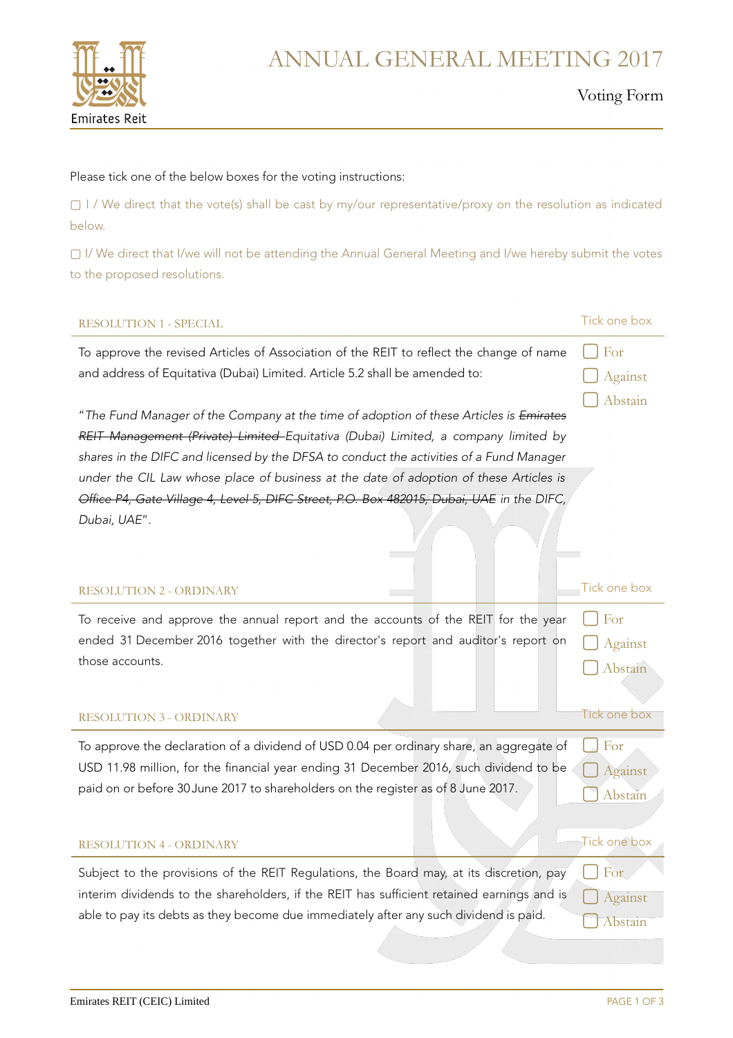Emirates Reit

# ANNUAL GENERAL MEETING 2017

## Voting Form

Please tick one of the below boxes for the voting instructions:

▢ I / We direct that the vote(s) shall be cast by my/our representative/proxy on the resolution as indicated below.

▢ I/ We direct that I/we will not be attending the Annual General Meeting and I/we hereby submit the votes to the proposed resolutions.

| RESOLUTION 1 - SPECIAL | Tick one box |
|---|---|
| To approve the revised Articles of Association of the REIT to reflect the change of name and address of Equitativa (Dubai) Limited. Article 5.2 shall be amended to:<br><br>"*The Fund Manager of the Company at the time of adoption of these Articles is ~~Emirates REIT Management (Private) Limited~~ Equitativa (Dubai) Limited, a company limited by shares in the DIFC and licensed by the DFSA to conduct the activities of a Fund Manager under the CIL Law whose place of business at the date of adoption of these Articles is ~~Office P4, Gate Village 4, Level 5, DIFC Street, P.O. Box 482015, Dubai, UAE~~ in the DIFC, Dubai, UAE*". | ▢ For<br>▢ Against<br>▢ Abstain |

| RESOLUTION 2 - ORDINARY | Tick one box |
|---|---|
| To receive and approve the annual report and the accounts of the REIT for the year ended 31 December 2016 together with the director's report and auditor's report on those accounts. | ▢ For<br>▢ Against<br>▢ Abstain |

| RESOLUTION 3 - ORDINARY | Tick one box |
|---|---|
| To approve the declaration of a dividend of USD 0.04 per ordinary share, an aggregate of USD 11.98 million, for the financial year ending 31 December 2016, such dividend to be paid on or before 30 June 2017 to shareholders on the register as of 8 June 2017. | ▢ For<br>▢ Against<br>▢ Abstain |

| RESOLUTION 4 - ORDINARY | Tick one box |
|---|---|
| Subject to the provisions of the REIT Regulations, the Board may, at its discretion, pay interim dividends to the shareholders, if the REIT has sufficient retained earnings and is able to pay its debts as they become due immediately after any such dividend is paid. | ▢ For<br>▢ Against<br>▢ Abstain |

Emirates REIT (CEIC) Limited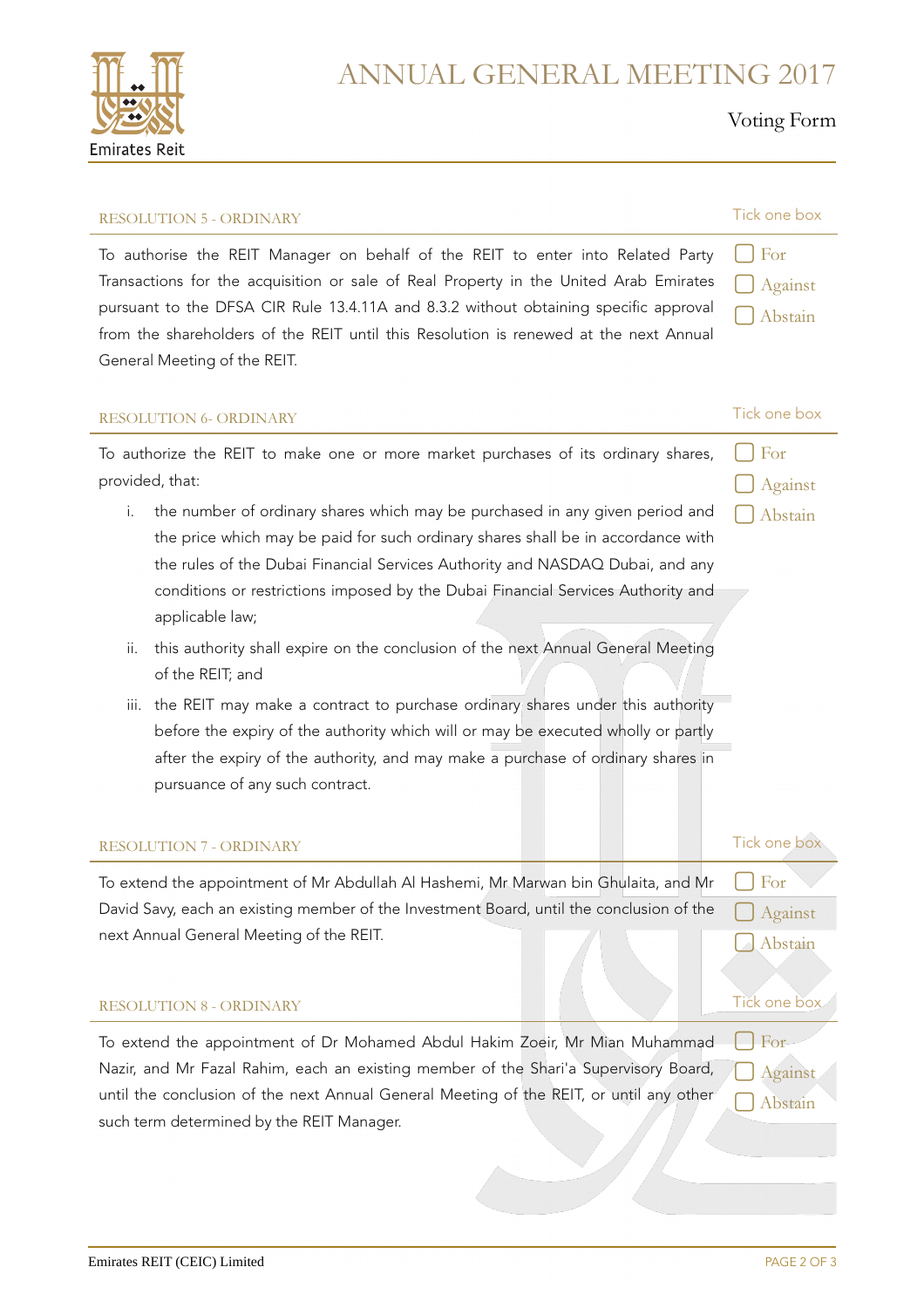# ANNUAL GENERAL MEETING 2017

Voting Form

## RESOLUTION 5 - ORDINARY

Tick one box

To authorise the REIT Manager on behalf of the REIT to enter into Related Party Transactions for the acquisition or sale of Real Property in the United Arab Emirates pursuant to the DFSA CIR Rule 13.4.11A and 8.3.2 without obtaining specific approval from the shareholders of the REIT until this Resolution is renewed at the next Annual General Meeting of the REIT.

☐ For
☐ Against
☐ Abstain

## RESOLUTION 6- ORDINARY

Tick one box

To authorize the REIT to make one or more market purchases of its ordinary shares, provided, that:

i. the number of ordinary shares which may be purchased in any given period and the price which may be paid for such ordinary shares shall be in accordance with the rules of the Dubai Financial Services Authority and NASDAQ Dubai, and any conditions or restrictions imposed by the Dubai Financial Services Authority and applicable law;

ii. this authority shall expire on the conclusion of the next Annual General Meeting of the REIT; and

iii. the REIT may make a contract to purchase ordinary shares under this authority before the expiry of the authority which will or may be executed wholly or partly after the expiry of the authority, and may make a purchase of ordinary shares in pursuance of any such contract.

☐ For
☐ Against
☐ Abstain

## RESOLUTION 7 - ORDINARY

Tick one box

To extend the appointment of Mr Abdullah Al Hashemi, Mr Marwan bin Ghulaita, and Mr David Savy, each an existing member of the Investment Board, until the conclusion of the next Annual General Meeting of the REIT.

☐ For
☐ Against
☐ Abstain

## RESOLUTION 8 - ORDINARY

Tick one box

To extend the appointment of Dr Mohamed Abdul Hakim Zoeir, Mr Mian Muhammad Nazir, and Mr Fazal Rahim, each an existing member of the Shari'a Supervisory Board, until the conclusion of the next Annual General Meeting of the REIT, or until any other such term determined by the REIT Manager.

☐ For
☐ Against
☐ Abstain

Emirates REIT (CEIC) Limited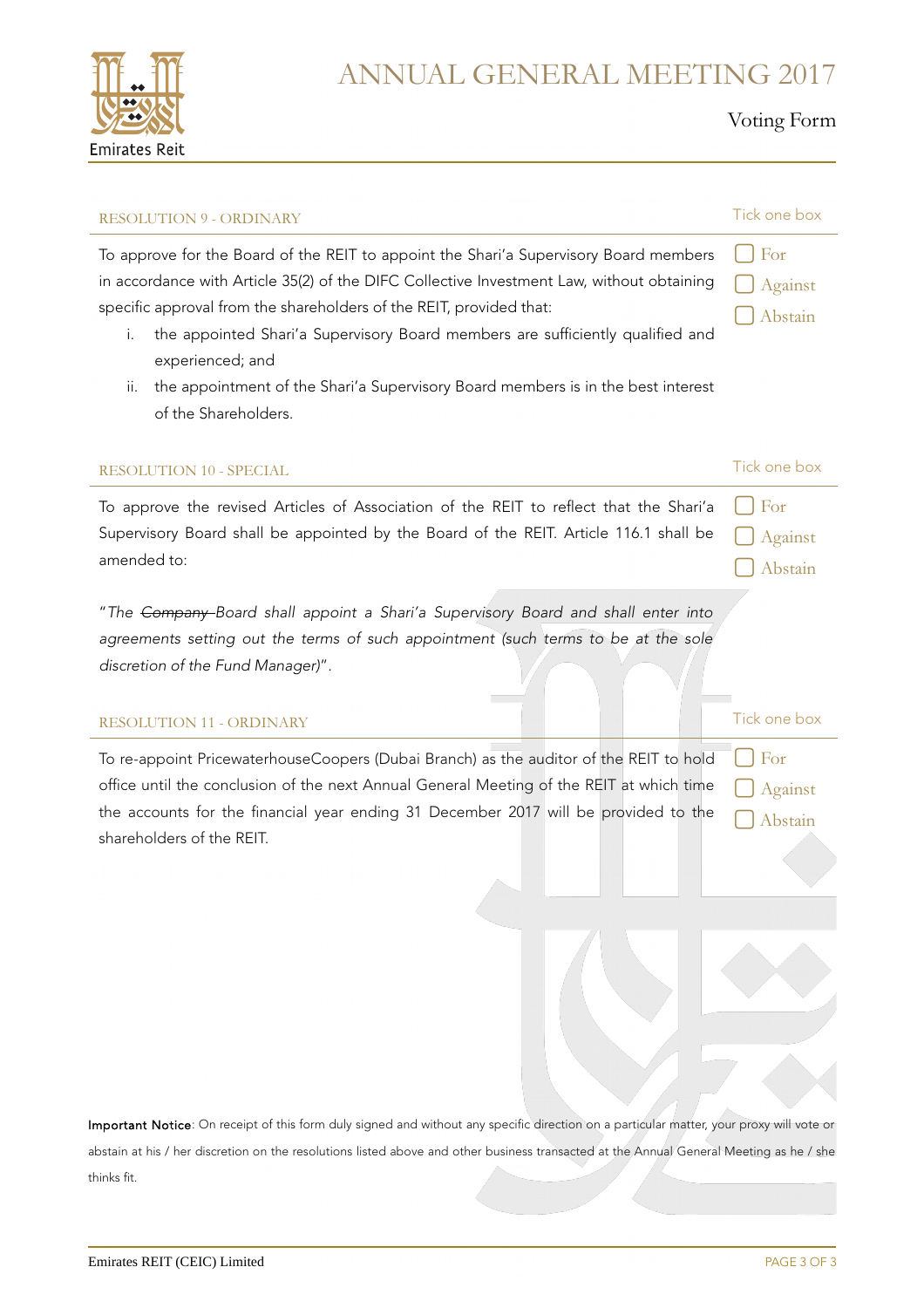# ANNUAL GENERAL MEETING 2017

Voting Form

## RESOLUTION 9 - ORDINARY

Tick one box

To approve for the Board of the REIT to appoint the Shari'a Supervisory Board members in accordance with Article 35(2) of the DIFC Collective Investment Law, without obtaining specific approval from the shareholders of the REIT, provided that:

i. the appointed Shari'a Supervisory Board members are sufficiently qualified and experienced; and
ii. the appointment of the Shari'a Supervisory Board members is in the best interest of the Shareholders.

☐ For
☐ Against
☐ Abstain

## RESOLUTION 10 - SPECIAL

Tick one box

To approve the revised Articles of Association of the REIT to reflect that the Shari'a Supervisory Board shall be appointed by the Board of the REIT. Article 116.1 shall be amended to:

☐ For
☐ Against
☐ Abstain

*"The ~~Company~~ Board shall appoint a Shari'a Supervisory Board and shall enter into agreements setting out the terms of such appointment (such terms to be at the sole discretion of the Fund Manager)".*

## RESOLUTION 11 - ORDINARY

Tick one box

To re-appoint PricewaterhouseCoopers (Dubai Branch) as the auditor of the REIT to hold office until the conclusion of the next Annual General Meeting of the REIT at which time the accounts for the financial year ending 31 December 2017 will be provided to the shareholders of the REIT.

☐ For
☐ Against
☐ Abstain

**Important Notice**: On receipt of this form duly signed and without any specific direction on a particular matter, your proxy will vote or abstain at his / her discretion on the resolutions listed above and other business transacted at the Annual General Meeting as he / she thinks fit.